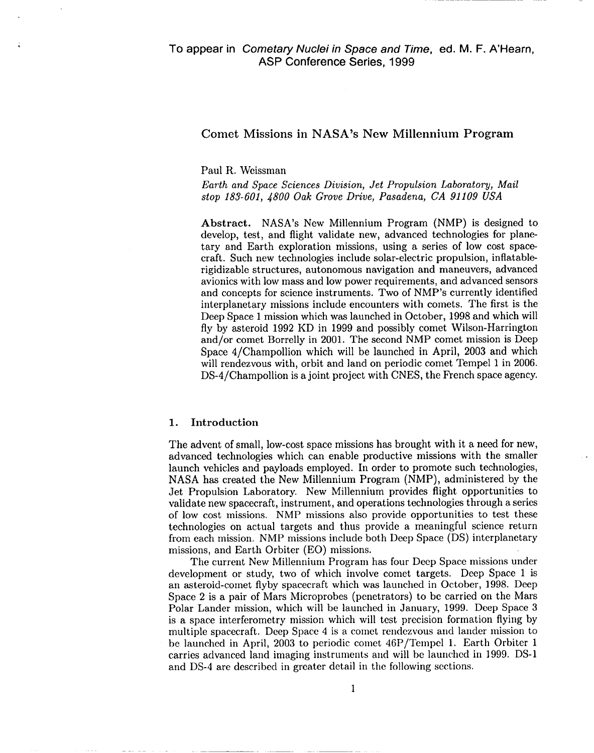To appear in *Cometary Nuclei in Space and Time*, ed. M. F. A'Hearn, ASP Conference Series, 1999

# Comet Missions in NASA's New Millennium Program

Paul R. Weissman

*Earth and Space Sciences Division, Jet Propulsion Laboratory, Mail stop 183-601, 4800 Oak Grove Drive, Pasadena, CA 91109 USA*

**Abstract.** NASA's New Millennium Program (NMP) is designed to develop, test, and flight validate new, advanced technologies for planetary and Earth exploration missions, using a series of low cost spacecraft. Such new technologies include solar-electric propulsion, inflatable-rigidizable structures, autonomous navigation and maneuvers, advanced avionics with low mass and low power requirements, and advanced sensors and concepts for science instruments. Two of NMP's currently identified interplanetary missions include encounters with comets. The first is the Deep Space 1 mission which was launched in October, 1998 and which will fly by asteroid 1992 KD in 1999 and possibly comet Wilson-Harrington and/or comet Borrelly in 2001. The second NMP comet mission is Deep Space 4/Champollion which will be launched in April, 2003 and which will rendezvous with, orbit and land on periodic comet Tempel 1 in 2006. DS-4/Champollion is a joint project with CNES, the French space agency.

## 1. Introduction

The advent of small, low-cost space missions has brought with it a need for new, advanced technologies which can enable productive missions with the smaller launch vehicles and payloads employed. In order to promote such technologies, NASA has created the New Millennium Program (NMP), administered by the Jet Propulsion Laboratory. New Millennium provides flight opportunities to validate new spacecraft, instrument, and operations technologies through a series of low cost missions. NMP missions also provide opportunities to test these technologies on actual targets and thus provide a meaningful science return from each mission. NMP missions include both Deep Space (DS) interplanetary missions, and Earth Orbiter (EO) missions.

The current New Millennium Program has four Deep Space missions under development or study, two of which involve comet targets. Deep Space 1 is an asteroid-comet flyby spacecraft which was launched in October, 1998. Deep Space 2 is a pair of Mars Microprobes (penetrators) to be carried on the Mars Polar Lander mission, which will be launched in January, 1999. Deep Space 3 is a space interferometry mission which will test precision formation flying by multiple spacecraft. Deep Space 4 is a comet rendezvous and lander mission to be launched in April, 2003 to periodic comet 46P/Tempel 1. Earth Orbiter 1 carries advanced land imaging instruments and will be launched in 1999. DS-1 and DS-4 are described in greater detail in the following sections.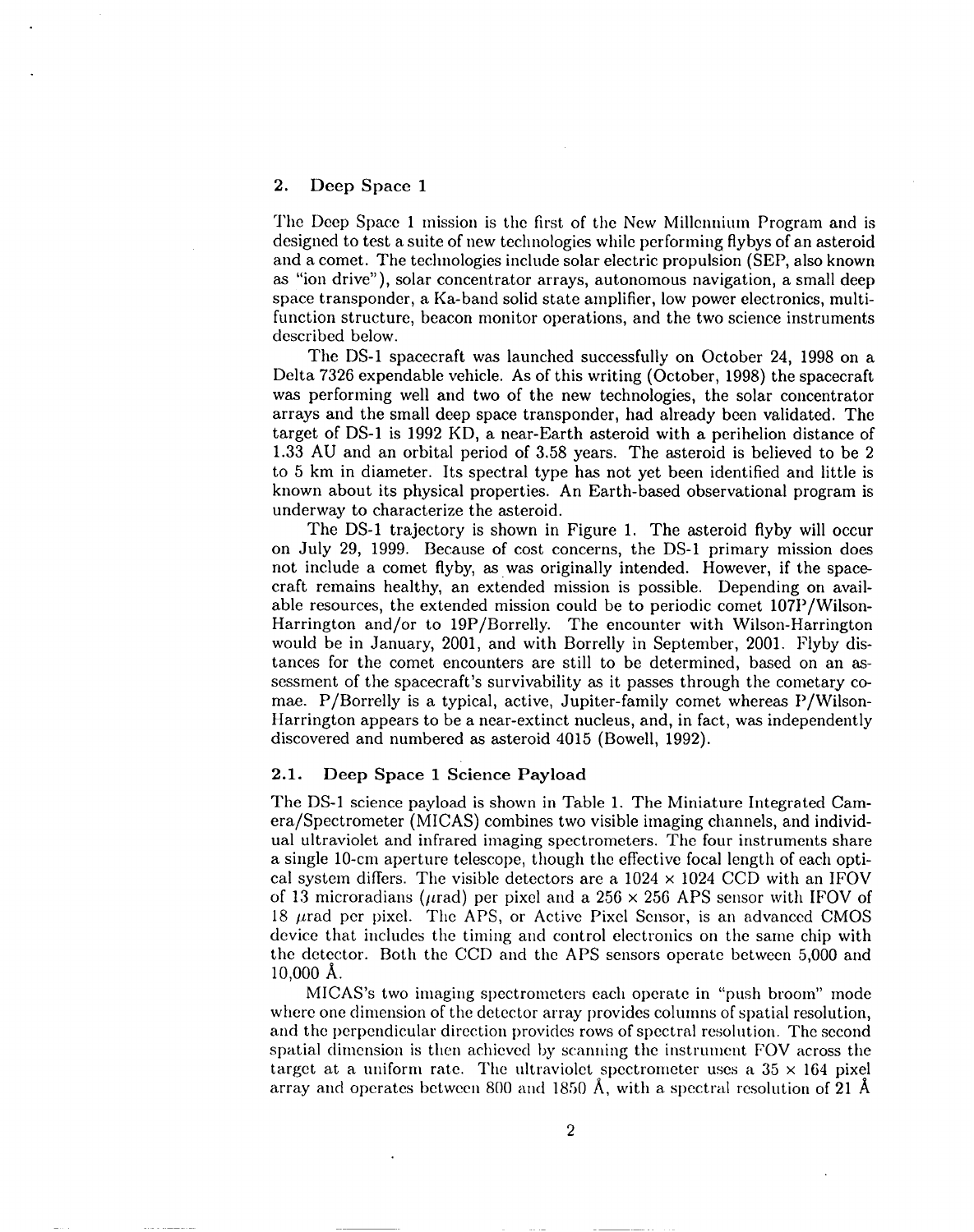## 2. Deep Space 1

The Deep Space 1 mission is the first of the New Millennium Program and is designed to test a suite of new technologies while performing flybys of an asteroid and a comet. The technologies include solar electric propulsion (SEP, also known as "ion drive"), solar concentrator arrays, autonomous navigation, a small deep space transponder, a Ka-band solid state amplifier, low power electronics, multifunction structure, beacon monitor operations, and the two science instruments described below.

The DS-1 spacecraft was launched successfully on October 24, 1998 on a Delta 7326 expendable vehicle. As of this writing (October, 1998) the spacecraft was performing well and two of the new technologies, the solar concentrator arrays and the small deep space transponder, had already been validated. The target of DS-1 is 1992 KD, a near-Earth asteroid with a perihelion distance of 1.33 AU and an orbital period of 3.58 years. The asteroid is believed to be 2 to 5 km in diameter. Its spectral type has not yet been identified and little is known about its physical properties. An Earth-based observational program is underway to characterize the asteroid.

The DS-1 trajectory is shown in Figure 1. The asteroid flyby will occur on July 29, 1999. Because of cost concerns, the DS-1 primary mission does not include a comet flyby, as was originally intended. However, if the spacecraft remains healthy, an extended mission is possible. Depending on available resources, the extended mission could be to periodic comet 107P/Wilson-Harrington and/or to 19P/Borrelly. The encounter with Wilson-Harrington would be in January, 2001, and with Borrelly in September, 2001. Flyby distances for the comet encounters are still to be determined, based on an assessment of the spacecraft's survivability as it passes through the cometary comae. P/Borrelly is a typical, active, Jupiter-family comet whereas P/Wilson-Harrington appears to be a near-extinct nucleus, and, in fact, was independently discovered and numbered as asteroid 4015 (Bowell, 1992).

### 2.1. Deep Space 1 Science Payload

The DS-1 science payload is shown in Table 1. The Miniature Integrated Camera/Spectrometer (MICAS) combines two visible imaging channels, and individual ultraviolet and infrared imaging spectrometers. The four instruments share a single 10-cm aperture telescope, though the effective focal length of each optical system differs. The visible detectors are a $1024 \times 1024$ CCD with an IFOV of 13 microradians ($\mu$rad) per pixel and a $256 \times 256$ APS sensor with IFOV of 18 $\mu$rad per pixel. The APS, or Active Pixel Sensor, is an advanced CMOS device that includes the timing and control electronics on the same chip with the detector. Both the CCD and the APS sensors operate between 5,000 and 10,000 Å.

MICAS's two imaging spectrometers each operate in "push broom" mode where one dimension of the detector array provides columns of spatial resolution, and the perpendicular direction provides rows of spectral resolution. The second spatial dimension is then achieved by scanning the instrument FOV across the target at a uniform rate. The ultraviolet spectrometer uses a $35 \times 164$ pixel array and operates between 800 and 1850 Å, with a spectral resolution of 21 Å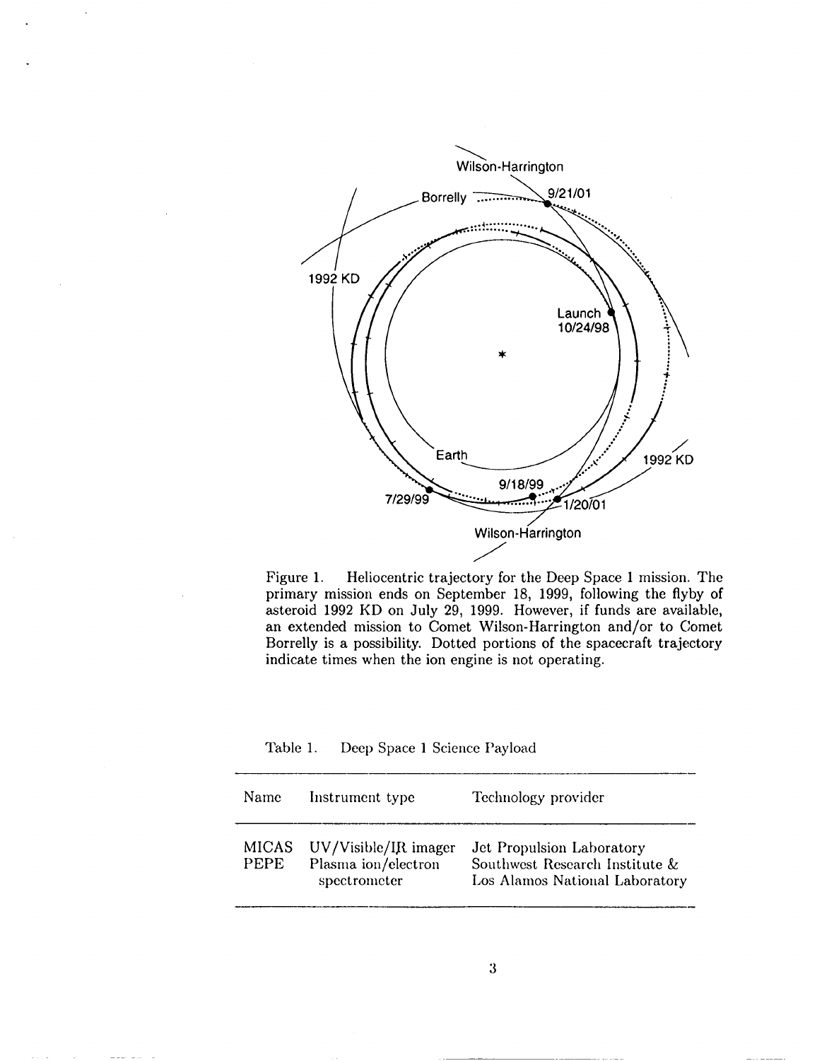Figure 1. Heliocentric trajectory for the Deep Space 1 mission. The primary mission ends on September 18, 1999, following the flyby of asteroid 1992 KD on July 29, 1999. However, if funds are available, an extended mission to Comet Wilson-Harrington and/or to Comet Borrelly is a possibility. Dotted portions of the spacecraft trajectory indicate times when the ion engine is not operating.

Table 1. Deep Space 1 Science Payload

| Name | Instrument type | Technology provider |
|---|---|---|
| MICAS | UV/Visible/IR imager | Jet Propulsion Laboratory |
| PEPE | Plasma ion/electron spectrometer | Southwest Research Institute & Los Alamos National Laboratory |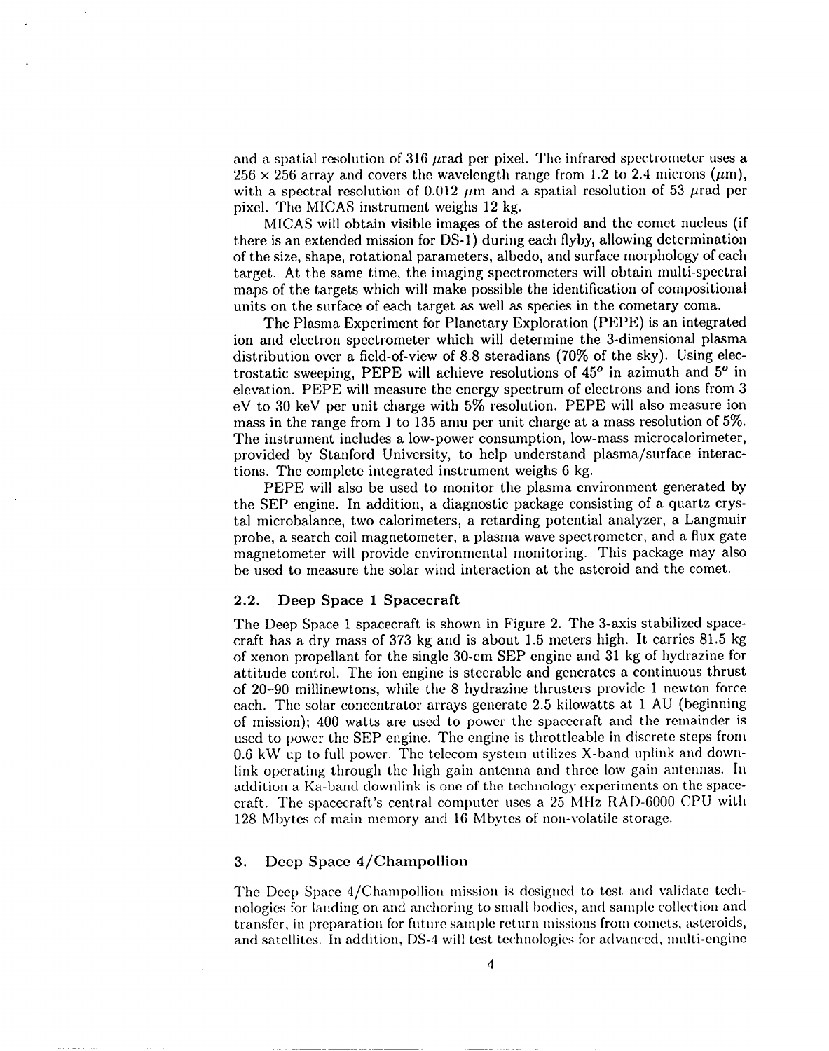and a spatial resolution of 316 $\mu$rad per pixel. The infrared spectrometer uses a $256 \times 256$ array and covers the wavelength range from 1.2 to 2.4 microns ($\mu$m), with a spectral resolution of 0.012 $\mu$m and a spatial resolution of 53 $\mu$rad per pixel. The MICAS instrument weighs 12 kg.

MICAS will obtain visible images of the asteroid and the comet nucleus (if there is an extended mission for DS-1) during each flyby, allowing determination of the size, shape, rotational parameters, albedo, and surface morphology of each target. At the same time, the imaging spectrometers will obtain multi-spectral maps of the targets which will make possible the identification of compositional units on the surface of each target as well as species in the cometary coma.

The Plasma Experiment for Planetary Exploration (PEPE) is an integrated ion and electron spectrometer which will determine the 3-dimensional plasma distribution over a field-of-view of 8.8 steradians (70% of the sky). Using electrostatic sweeping, PEPE will achieve resolutions of $45^o$ in azimuth and $5^o$ in elevation. PEPE will measure the energy spectrum of electrons and ions from 3 eV to 30 keV per unit charge with 5% resolution. PEPE will also measure ion mass in the range from 1 to 135 amu per unit charge at a mass resolution of 5%. The instrument includes a low-power consumption, low-mass microcalorimeter, provided by Stanford University, to help understand plasma/surface interactions. The complete integrated instrument weighs 6 kg.

PEPE will also be used to monitor the plasma environment generated by the SEP engine. In addition, a diagnostic package consisting of a quartz crystal microbalance, two calorimeters, a retarding potential analyzer, a Langmuir probe, a search coil magnetometer, a plasma wave spectrometer, and a flux gate magnetometer will provide environmental monitoring. This package may also be used to measure the solar wind interaction at the asteroid and the comet.

### 2.2. Deep Space 1 Spacecraft

The Deep Space 1 spacecraft is shown in Figure 2. The 3-axis stabilized spacecraft has a dry mass of 373 kg and is about 1.5 meters high. It carries 81.5 kg of xenon propellant for the single 30-cm SEP engine and 31 kg of hydrazine for attitude control. The ion engine is steerable and generates a continuous thrust of 20–90 millinewtons, while the 8 hydrazine thrusters provide 1 newton force each. The solar concentrator arrays generate 2.5 kilowatts at 1 AU (beginning of mission); 400 watts are used to power the spacecraft and the remainder is used to power the SEP engine. The engine is throttleable in discrete steps from 0.6 kW up to full power. The telecom system utilizes X-band uplink and downlink operating through the high gain antenna and three low gain antennas. In addition a Ka-band downlink is one of the technology experiments on the spacecraft. The spacecraft's central computer uses a 25 MHz RAD-6000 CPU with 128 Mbytes of main memory and 16 Mbytes of non-volatile storage.

## 3. Deep Space 4/Champollion

The Deep Space 4/Champollion mission is designed to test and validate technologies for landing on and anchoring to small bodies, and sample collection and transfer, in preparation for future sample return missions from comets, asteroids, and satellites. In addition, DS-4 will test technologies for advanced, multi-engine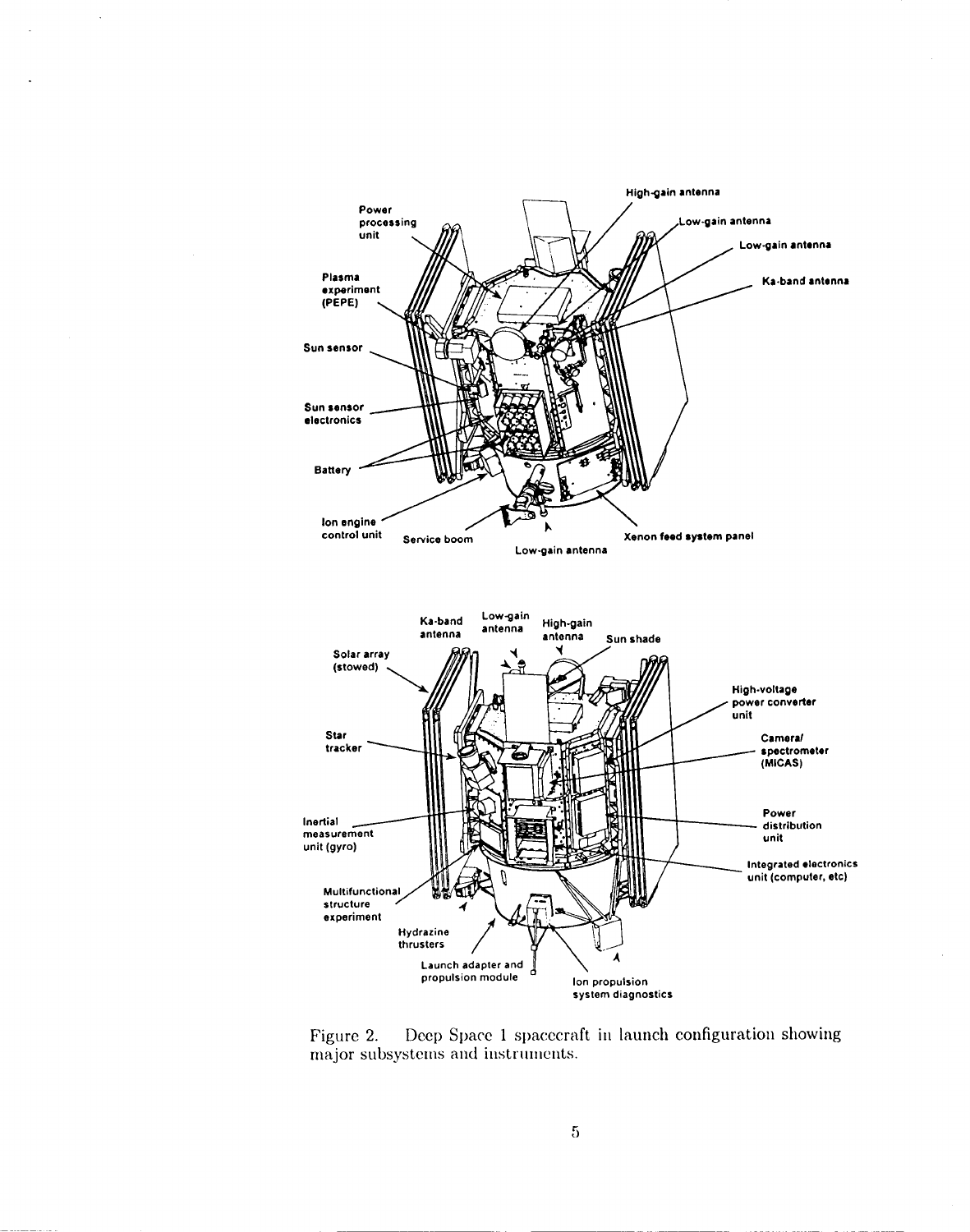Figure 2. Deep Space 1 spacecraft in launch configuration showing major subsystems and instruments.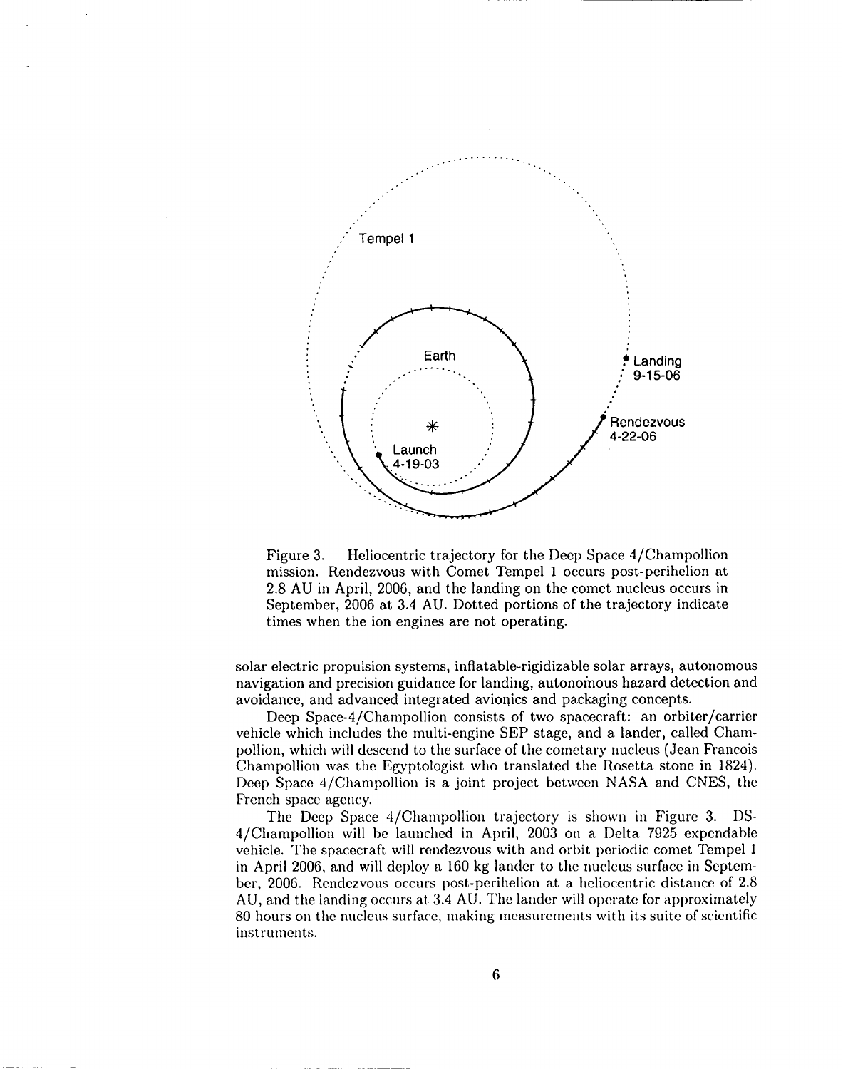Figure 3. Heliocentric trajectory for the Deep Space 4/Champollion mission. Rendezvous with Comet Tempel 1 occurs post-perihelion at 2.8 AU in April, 2006, and the landing on the comet nucleus occurs in September, 2006 at 3.4 AU. Dotted portions of the trajectory indicate times when the ion engines are not operating.

solar electric propulsion systems, inflatable-rigidizable solar arrays, autonomous navigation and precision guidance for landing, autonomous hazard detection and avoidance, and advanced integrated avionics and packaging concepts.

Deep Space-4/Champollion consists of two spacecraft: an orbiter/carrier vehicle which includes the multi-engine SEP stage, and a lander, called Champollion, which will descend to the surface of the cometary nucleus (Jean Francois Champollion was the Egyptologist who translated the Rosetta stone in 1824). Deep Space 4/Champollion is a joint project between NASA and CNES, the French space agency.

The Deep Space 4/Champollion trajectory is shown in Figure 3. DS-4/Champollion will be launched in April, 2003 on a Delta 7925 expendable vehicle. The spacecraft will rendezvous with and orbit periodic comet Tempel 1 in April 2006, and will deploy a 160 kg lander to the nucleus surface in September, 2006. Rendezvous occurs post-perihelion at a heliocentric distance of 2.8 AU, and the landing occurs at 3.4 AU. The lander will operate for approximately 80 hours on the nucleus surface, making measurements with its suite of scientific instruments.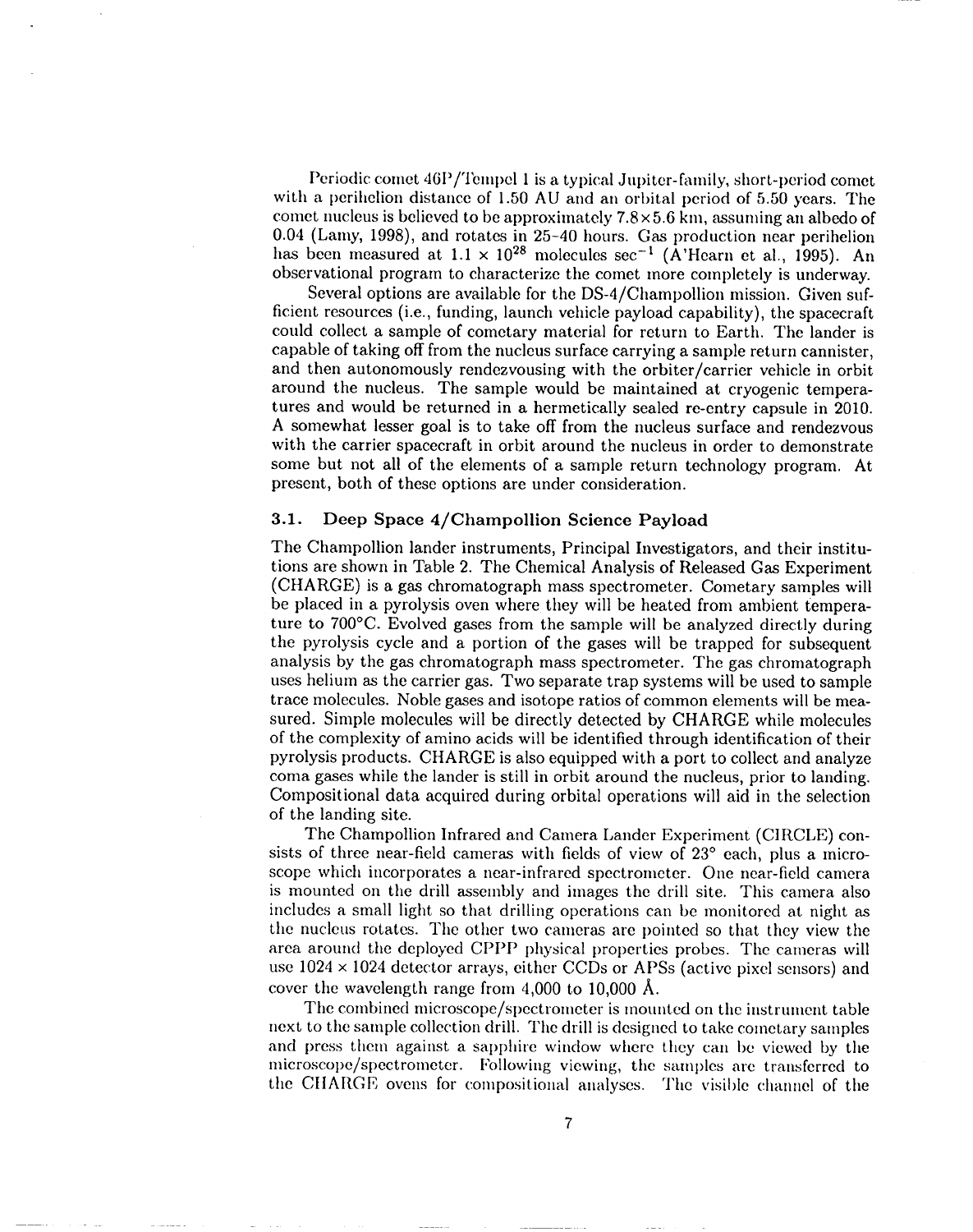Periodic comet 46P/Tempel 1 is a typical Jupiter-family, short-period comet with a perihelion distance of 1.50 AU and an orbital period of 5.50 years. The comet nucleus is believed to be approximately $7.8 \times 5.6$ km, assuming an albedo of 0.04 (Lamy, 1998), and rotates in 25–40 hours. Gas production near perihelion has been measured at $1.1 \times 10^{28}$ molecules $\sec^{-1}$ (A'Hearn et al., 1995). An observational program to characterize the comet more completely is underway.

Several options are available for the DS-4/Champollion mission. Given sufficient resources (i.e., funding, launch vehicle payload capability), the spacecraft could collect a sample of cometary material for return to Earth. The lander is capable of taking off from the nucleus surface carrying a sample return cannister, and then autonomously rendezvousing with the orbiter/carrier vehicle in orbit around the nucleus. The sample would be maintained at cryogenic temperatures and would be returned in a hermetically sealed re-entry capsule in 2010. A somewhat lesser goal is to take off from the nucleus surface and rendezvous with the carrier spacecraft in orbit around the nucleus in order to demonstrate some but not all of the elements of a sample return technology program. At present, both of these options are under consideration.

### 3.1. Deep Space 4/Champollion Science Payload

The Champollion lander instruments, Principal Investigators, and their institutions are shown in Table 2. The Chemical Analysis of Released Gas Experiment (CHARGE) is a gas chromatograph mass spectrometer. Cometary samples will be placed in a pyrolysis oven where they will be heated from ambient temperature to 700°C. Evolved gases from the sample will be analyzed directly during the pyrolysis cycle and a portion of the gases will be trapped for subsequent analysis by the gas chromatograph mass spectrometer. The gas chromatograph uses helium as the carrier gas. Two separate trap systems will be used to sample trace molecules. Noble gases and isotope ratios of common elements will be measured. Simple molecules will be directly detected by CHARGE while molecules of the complexity of amino acids will be identified through identification of their pyrolysis products. CHARGE is also equipped with a port to collect and analyze coma gases while the lander is still in orbit around the nucleus, prior to landing. Compositional data acquired during orbital operations will aid in the selection of the landing site.

The Champollion Infrared and Camera Lander Experiment (CIRCLE) consists of three near-field cameras with fields of view of 23° each, plus a microscope which incorporates a near-infrared spectrometer. One near-field camera is mounted on the drill assembly and images the drill site. This camera also includes a small light so that drilling operations can be monitored at night as the nucleus rotates. The other two cameras are pointed so that they view the area around the deployed CPPP physical properties probes. The cameras will use $1024 \times 1024$ detector arrays, either CCDs or APSs (active pixel sensors) and cover the wavelength range from 4,000 to 10,000 Å.

The combined microscope/spectrometer is mounted on the instrument table next to the sample collection drill. The drill is designed to take cometary samples and press them against a sapphire window where they can be viewed by the microscope/spectrometer. Following viewing, the samples are transferred to the CHARGE ovens for compositional analyses. The visible channel of the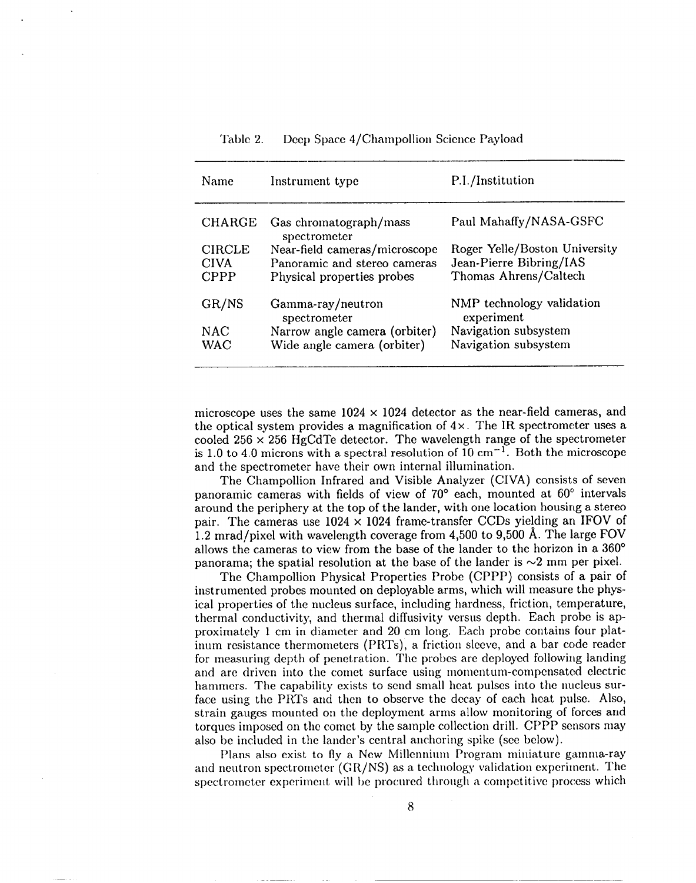Table 2. Deep Space 4/Champollion Science Payload

| Name | Instrument type | P.I./Institution |
|---|---|---|
| CHARGE | Gas chromatograph/mass spectrometer | Paul Mahaffy/NASA-GSFC |
| CIRCLE | Near-field cameras/microscope | Roger Yelle/Boston University |
| CIVA | Panoramic and stereo cameras | Jean-Pierre Bibring/IAS |
| CPPP | Physical properties probes | Thomas Ahrens/Caltech |
| GR/NS | Gamma-ray/neutron spectrometer | NMP technology validation experiment |
| NAC | Narrow angle camera (orbiter) | Navigation subsystem |
| WAC | Wide angle camera (orbiter) | Navigation subsystem |

microscope uses the same $1024 \times 1024$ detector as the near-field cameras, and the optical system provides a magnification of $4\times$. The IR spectrometer uses a cooled $256 \times 256$ HgCdTe detector. The wavelength range of the spectrometer is 1.0 to 4.0 microns with a spectral resolution of 10 $\text{cm}^{-1}$. Both the microscope and the spectrometer have their own internal illumination.

The Champollion Infrared and Visible Analyzer (CIVA) consists of seven panoramic cameras with fields of view of 70° each, mounted at 60° intervals around the periphery at the top of the lander, with one location housing a stereo pair. The cameras use $1024 \times 1024$ frame-transfer CCDs yielding an IFOV of 1.2 mrad/pixel with wavelength coverage from 4,500 to 9,500 Å. The large FOV allows the cameras to view from the base of the lander to the horizon in a 360° panorama; the spatial resolution at the base of the lander is $\sim$2 mm per pixel.

The Champollion Physical Properties Probe (CPPP) consists of a pair of instrumented probes mounted on deployable arms, which will measure the physical properties of the nucleus surface, including hardness, friction, temperature, thermal conductivity, and thermal diffusivity versus depth. Each probe is approximately 1 cm in diameter and 20 cm long. Each probe contains four platinum resistance thermometers (PRTs), a friction sleeve, and a bar code reader for measuring depth of penetration. The probes are deployed following landing and are driven into the comet surface using momentum-compensated electric hammers. The capability exists to send small heat pulses into the nucleus surface using the PRTs and then to observe the decay of each heat pulse. Also, strain gauges mounted on the deployment arms allow monitoring of forces and torques imposed on the comet by the sample collection drill. CPPP sensors may also be included in the lander's central anchoring spike (see below).

Plans also exist to fly a New Millennium Program miniature gamma-ray and neutron spectrometer (GR/NS) as a technology validation experiment. The spectrometer experiment will be procured through a competitive process which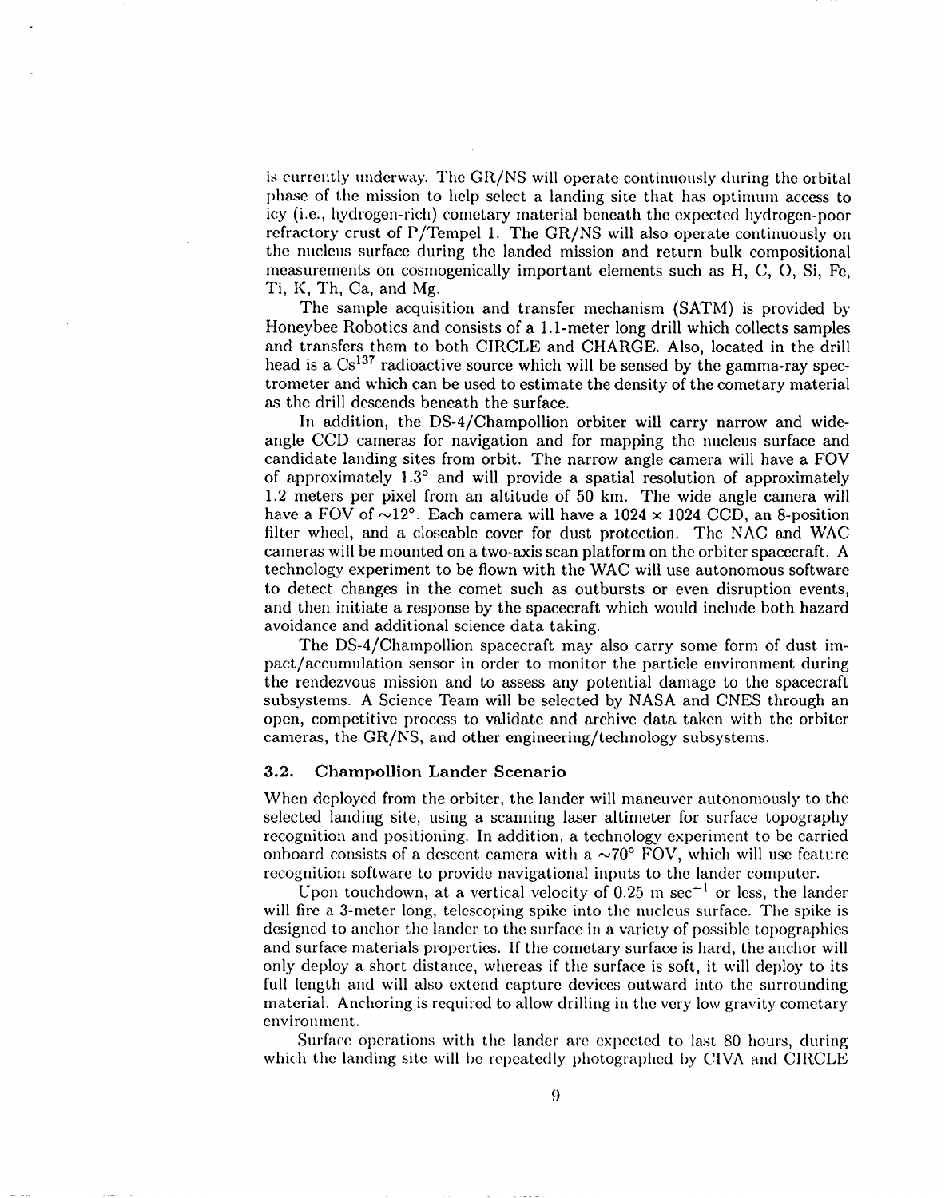is currently underway. The GR/NS will operate continuously during the orbital phase of the mission to help select a landing site that has optimum access to icy (i.e., hydrogen-rich) cometary material beneath the expected hydrogen-poor refractory crust of P/Tempel 1. The GR/NS will also operate continuously on the nucleus surface during the landed mission and return bulk compositional measurements on cosmogenically important elements such as H, C, O, Si, Fe, Ti, K, Th, Ca, and Mg.

The sample acquisition and transfer mechanism (SATM) is provided by Honeybee Robotics and consists of a 1.1-meter long drill which collects samples and transfers them to both CIRCLE and CHARGE. Also, located in the drill head is a $Cs^{137}$ radioactive source which will be sensed by the gamma-ray spectrometer and which can be used to estimate the density of the cometary material as the drill descends beneath the surface.

In addition, the DS-4/Champollion orbiter will carry narrow and wide-angle CCD cameras for navigation and for mapping the nucleus surface and candidate landing sites from orbit. The narrow angle camera will have a FOV of approximately 1.3° and will provide a spatial resolution of approximately 1.2 meters per pixel from an altitude of 50 km. The wide angle camera will have a FOV of ~12°. Each camera will have a 1024 × 1024 CCD, an 8-position filter wheel, and a closeable cover for dust protection. The NAC and WAC cameras will be mounted on a two-axis scan platform on the orbiter spacecraft. A technology experiment to be flown with the WAC will use autonomous software to detect changes in the comet such as outbursts or even disruption events, and then initiate a response by the spacecraft which would include both hazard avoidance and additional science data taking.

The DS-4/Champollion spacecraft may also carry some form of dust impact/accumulation sensor in order to monitor the particle environment during the rendezvous mission and to assess any potential damage to the spacecraft subsystems. A Science Team will be selected by NASA and CNES through an open, competitive process to validate and archive data taken with the orbiter cameras, the GR/NS, and other engineering/technology subsystems.

### 3.2. Champollion Lander Scenario

When deployed from the orbiter, the lander will maneuver autonomously to the selected landing site, using a scanning laser altimeter for surface topography recognition and positioning. In addition, a technology experiment to be carried onboard consists of a descent camera with a ~70° FOV, which will use feature recognition software to provide navigational inputs to the lander computer.

Upon touchdown, at a vertical velocity of 0.25 m $sec^{-1}$ or less, the lander will fire a 3-meter long, telescoping spike into the nucleus surface. The spike is designed to anchor the lander to the surface in a variety of possible topographies and surface materials properties. If the cometary surface is hard, the anchor will only deploy a short distance, whereas if the surface is soft, it will deploy to its full length and will also extend capture devices outward into the surrounding material. Anchoring is required to allow drilling in the very low gravity cometary environment.

Surface operations with the lander are expected to last 80 hours, during which the landing site will be repeatedly photographed by CIVA and CIRCLE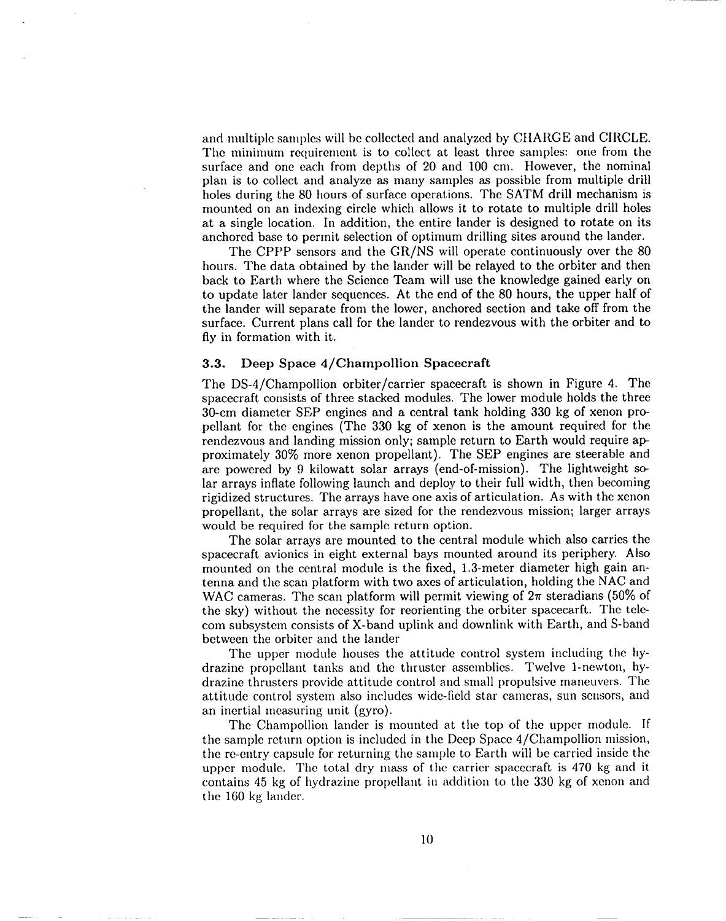and multiple samples will be collected and analyzed by CHARGE and CIRCLE. The minimum requirement is to collect at least three samples: one from the surface and one each from depths of 20 and 100 cm. However, the nominal plan is to collect and analyze as many samples as possible from multiple drill holes during the 80 hours of surface operations. The SATM drill mechanism is mounted on an indexing circle which allows it to rotate to multiple drill holes at a single location. In addition, the entire lander is designed to rotate on its anchored base to permit selection of optimum drilling sites around the lander.

The CPPP sensors and the GR/NS will operate continuously over the 80 hours. The data obtained by the lander will be relayed to the orbiter and then back to Earth where the Science Team will use the knowledge gained early on to update later lander sequences. At the end of the 80 hours, the upper half of the lander will separate from the lower, anchored section and take off from the surface. Current plans call for the lander to rendezvous with the orbiter and to fly in formation with it.

### 3.3. Deep Space 4/Champollion Spacecraft

The DS-4/Champollion orbiter/carrier spacecraft is shown in Figure 4. The spacecraft consists of three stacked modules. The lower module holds the three 30-cm diameter SEP engines and a central tank holding 330 kg of xenon propellant for the engines (The 330 kg of xenon is the amount required for the rendezvous and landing mission only; sample return to Earth would require approximately 30% more xenon propellant). The SEP engines are steerable and are powered by 9 kilowatt solar arrays (end-of-mission). The lightweight solar arrays inflate following launch and deploy to their full width, then becoming rigidized structures. The arrays have one axis of articulation. As with the xenon propellant, the solar arrays are sized for the rendezvous mission; larger arrays would be required for the sample return option.

The solar arrays are mounted to the central module which also carries the spacecraft avionics in eight external bays mounted around its periphery. Also mounted on the central module is the fixed, 1.3-meter diameter high gain antenna and the scan platform with two axes of articulation, holding the NAC and WAC cameras. The scan platform will permit viewing of $2\pi$ steradians (50% of the sky) without the necessity for reorienting the orbiter spacecarft. The telecom subsystem consists of X-band uplink and downlink with Earth, and S-band between the orbiter and the lander

The upper module houses the attitude control system including the hydrazine propellant tanks and the thruster assemblies. Twelve 1-newton, hydrazine thrusters provide attitude control and small propulsive maneuvers. The attitude control system also includes wide-field star cameras, sun sensors, and an inertial measuring unit (gyro).

The Champollion lander is mounted at the top of the upper module. If the sample return option is included in the Deep Space 4/Champollion mission, the re-entry capsule for returning the sample to Earth will be carried inside the upper module. The total dry mass of the carrier spacecraft is 470 kg and it contains 45 kg of hydrazine propellant in addition to the 330 kg of xenon and the 160 kg lander.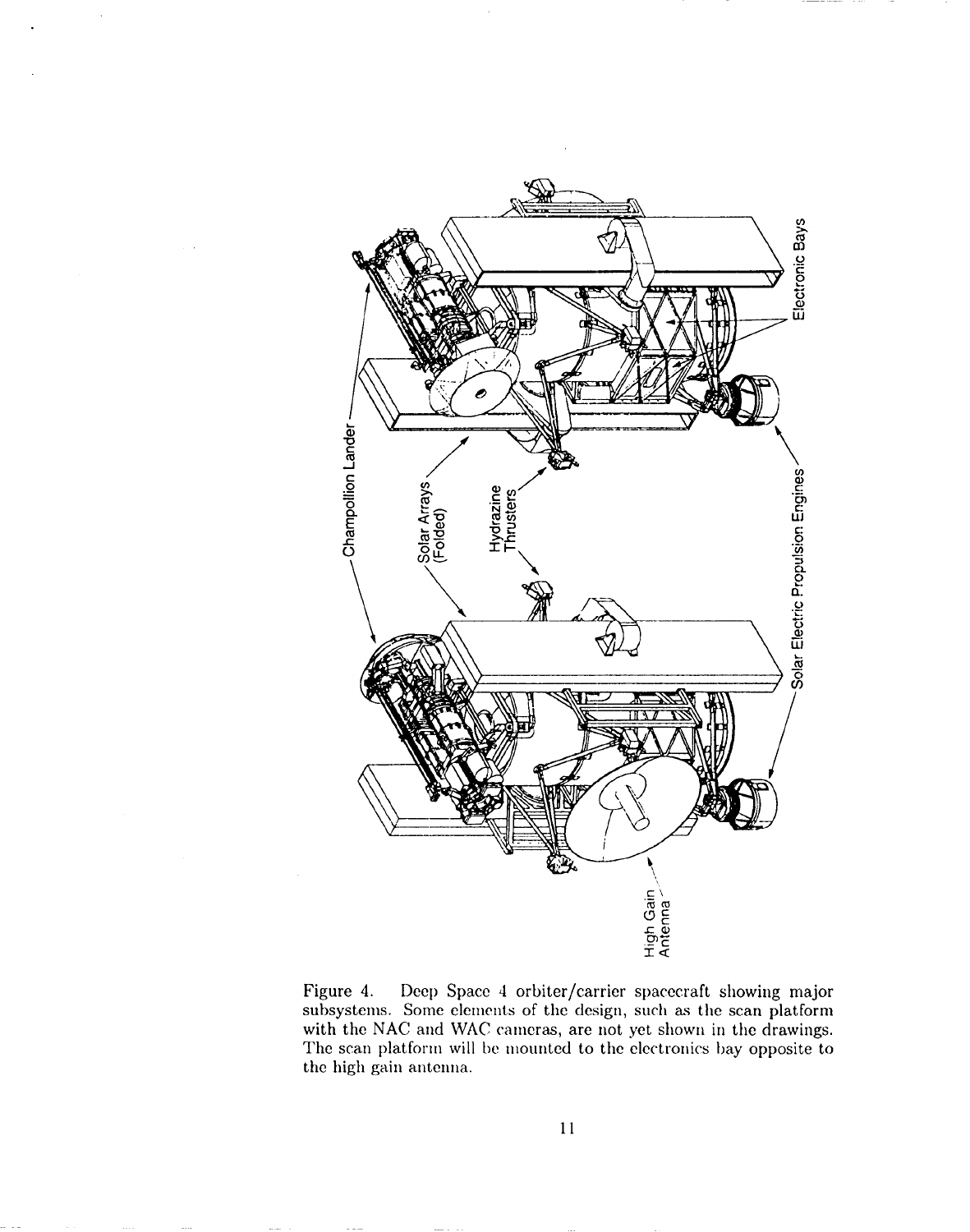Figure 4. Deep Space 4 orbiter/carrier spacecraft showing major subsystems. Some elements of the design, such as the scan platform with the NAC and WAC cameras, are not yet shown in the drawings. The scan platform will be mounted to the electronics bay opposite to the high gain antenna.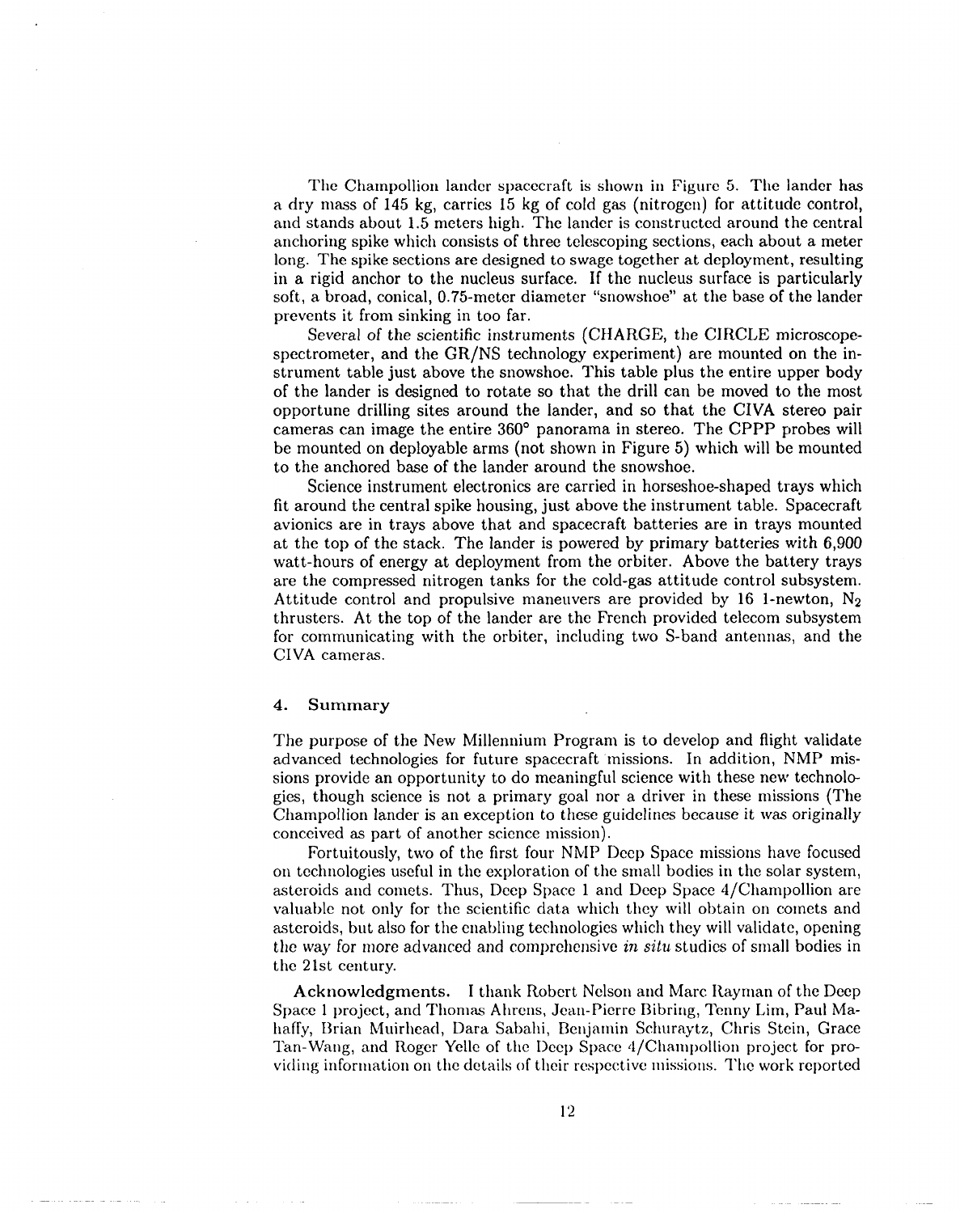The Champollion lander spacecraft is shown in Figure 5. The lander has a dry mass of 145 kg, carries 15 kg of cold gas (nitrogen) for attitude control, and stands about 1.5 meters high. The lander is constructed around the central anchoring spike which consists of three telescoping sections, each about a meter long. The spike sections are designed to swage together at deployment, resulting in a rigid anchor to the nucleus surface. If the nucleus surface is particularly soft, a broad, conical, 0.75-meter diameter "snowshoe" at the base of the lander prevents it from sinking in too far.

Several of the scientific instruments (CHARGE, the CIRCLE microscope-spectrometer, and the GR/NS technology experiment) are mounted on the instrument table just above the snowshoe. This table plus the entire upper body of the lander is designed to rotate so that the drill can be moved to the most opportune drilling sites around the lander, and so that the CIVA stereo pair cameras can image the entire 360° panorama in stereo. The CPPP probes will be mounted on deployable arms (not shown in Figure 5) which will be mounted to the anchored base of the lander around the snowshoe.

Science instrument electronics are carried in horseshoe-shaped trays which fit around the central spike housing, just above the instrument table. Spacecraft avionics are in trays above that and spacecraft batteries are in trays mounted at the top of the stack. The lander is powered by primary batteries with 6,900 watt-hours of energy at deployment from the orbiter. Above the battery trays are the compressed nitrogen tanks for the cold-gas attitude control subsystem. Attitude control and propulsive maneuvers are provided by 16 1-newton, $N_2$ thrusters. At the top of the lander are the French provided telecom subsystem for communicating with the orbiter, including two S-band antennas, and the CIVA cameras.

## 4. Summary

The purpose of the New Millennium Program is to develop and flight validate advanced technologies for future spacecraft missions. In addition, NMP missions provide an opportunity to do meaningful science with these new technologies, though science is not a primary goal nor a driver in these missions (The Champollion lander is an exception to these guidelines because it was originally conceived as part of another science mission).

Fortuitously, two of the first four NMP Deep Space missions have focused on technologies useful in the exploration of the small bodies in the solar system, asteroids and comets. Thus, Deep Space 1 and Deep Space 4/Champollion are valuable not only for the scientific data which they will obtain on comets and asteroids, but also for the enabling technologies which they will validate, opening the way for more advanced and comprehensive *in situ* studies of small bodies in the 21st century.

**Acknowledgments.** I thank Robert Nelson and Marc Rayman of the Deep Space 1 project, and Thomas Ahrens, Jean-Pierre Bibring, Tenny Lim, Paul Mahaffy, Brian Muirhead, Dara Sabahi, Benjamin Schuraytz, Chris Stein, Grace Tan-Wang, and Roger Yelle of the Deep Space 4/Champollion project for providing information on the details of their respective missions. The work reported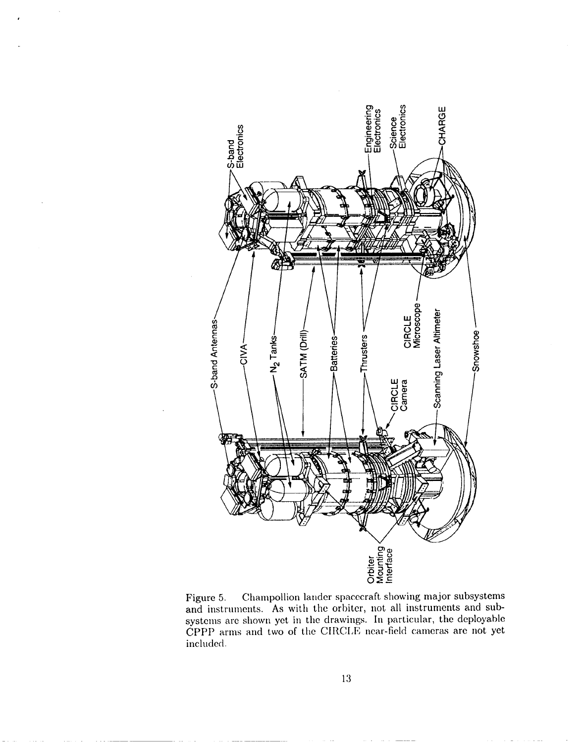Figure 5. Champollion lander spacecraft showing major subsystems and instruments. As with the orbiter, not all instruments and subsystems are shown yet in the drawings. In particular, the deployable CPPP arms and two of the CIRCLE near-field cameras are not yet included.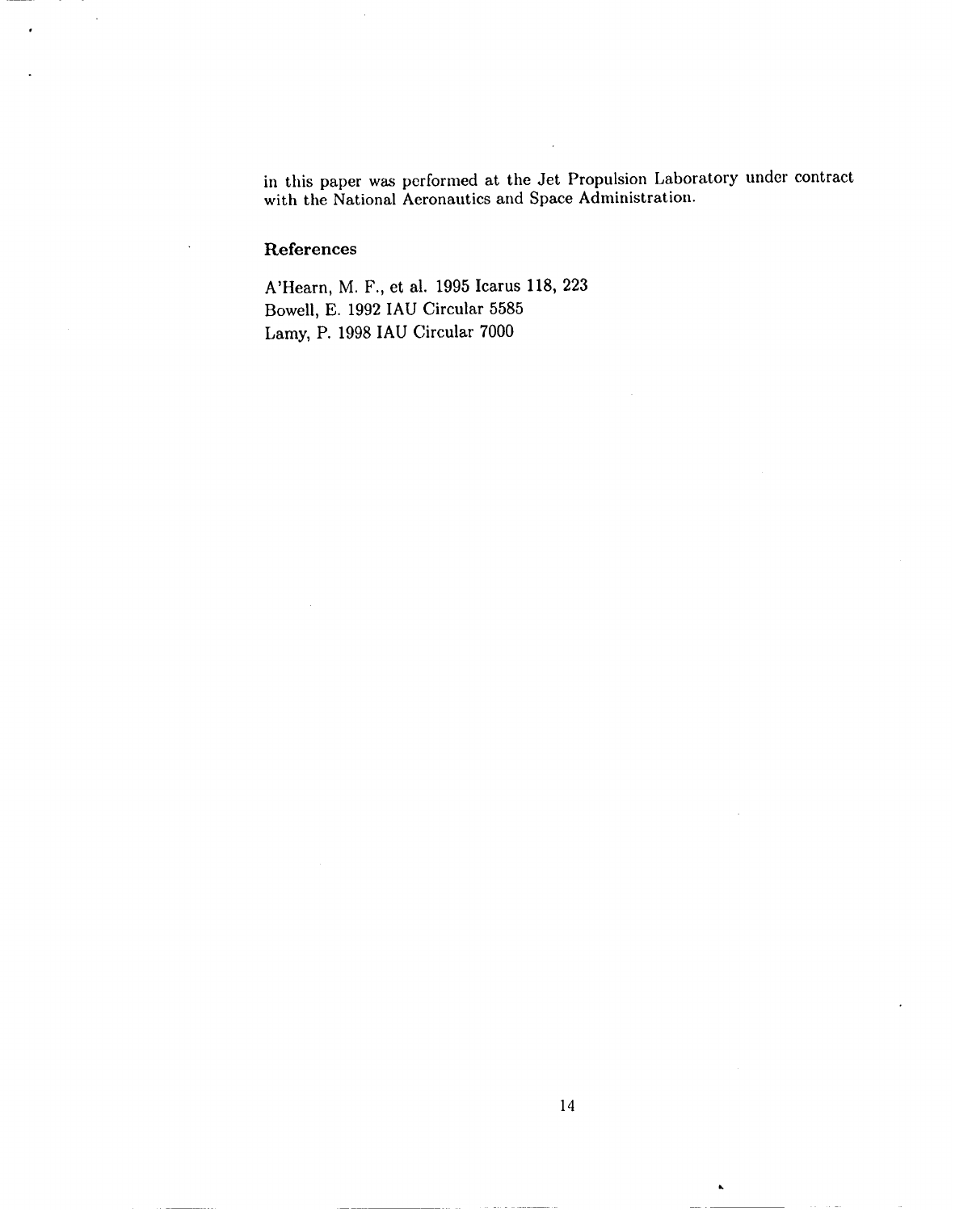in this paper was performed at the Jet Propulsion Laboratory under contract with the National Aeronautics and Space Administration.

## References

A'Hearn, M. F., et al. 1995 Icarus 118, 223
Bowell, E. 1992 IAU Circular 5585
Lamy, P. 1998 IAU Circular 7000